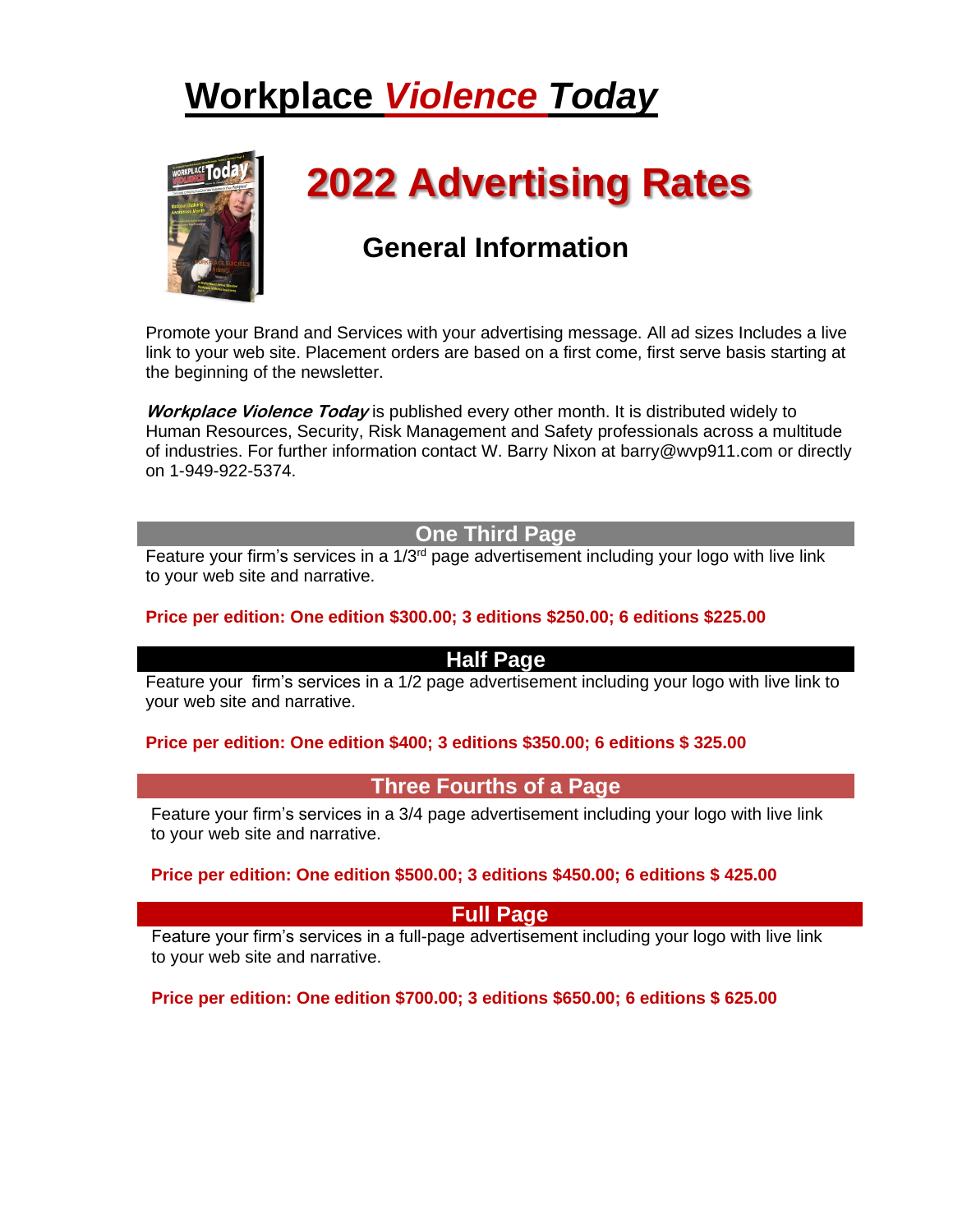# Workplace *Violence* *Today*

## 2022 Advertising Rates

### General Information

Promote your Brand and Services with your advertising message. All ad sizes Includes a live link to your web site. Placement orders are based on a first come, first serve basis starting at the beginning of the newsletter.

***Workplace Violence Today*** is published every other month. It is distributed widely to Human Resources, Security, Risk Management and Safety professionals across a multitude of industries. For further information contact W. Barry Nixon at barry@wvp911.com or directly on 1-949-922-5374.

### One Third Page

Feature your firm's services in a 1/3rd page advertisement including your logo with live link to your web site and narrative.

**Price per edition: One edition $300.00; 3 editions $250.00; 6 editions $225.00**

### Half Page

Feature your firm's services in a 1/2 page advertisement including your logo with live link to your web site and narrative.

**Price per edition: One edition $400; 3 editions $350.00; 6 editions $ 325.00**

### Three Fourths of a Page

Feature your firm's services in a 3/4 page advertisement including your logo with live link to your web site and narrative.

**Price per edition: One edition $500.00; 3 editions $450.00; 6 editions $ 425.00**

### Full Page

Feature your firm's services in a full-page advertisement including your logo with live link to your web site and narrative.

**Price per edition: One edition $700.00; 3 editions $650.00; 6 editions $ 625.00**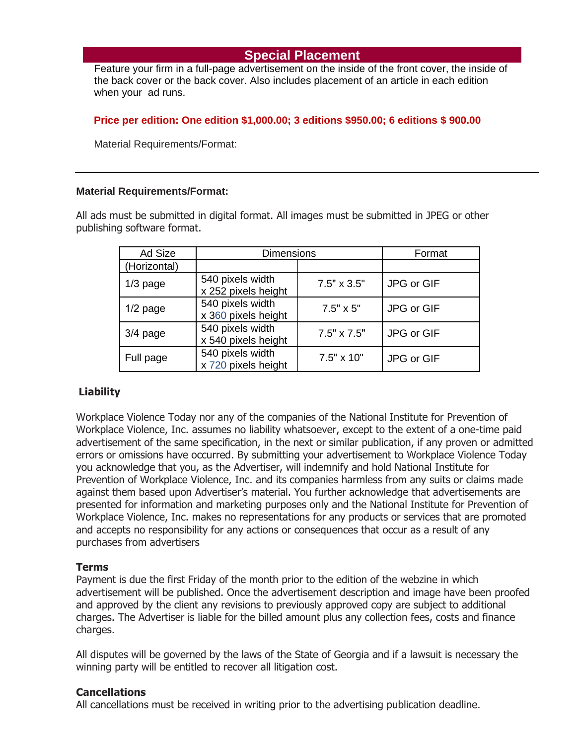## Special Placement

Feature your firm in a full-page advertisement on the inside of the front cover, the inside of the back cover or the back cover. Also includes placement of an article in each edition when your ad runs.

**Price per edition: One edition $1,000.00; 3 editions $950.00; 6 editions $ 900.00**

Material Requirements/Format:

---

**Material Requirements/Format:**

All ads must be submitted in digital format. All images must be submitted in JPEG or other publishing software format.

| Ad Size | Dimensions | | Format |
|---|---|---|---|
| (Horizontal) | | | |
| 1/3 page | 540 pixels width x 252 pixels height | 7.5" x 3.5" | JPG or GIF |
| 1/2 page | 540 pixels width x 360 pixels height | 7.5" x 5" | JPG or GIF |
| 3/4 page | 540 pixels width x 540 pixels height | 7.5" x 7.5" | JPG or GIF |
| Full page | 540 pixels width x 720 pixels height | 7.5" x 10" | JPG or GIF |

**Liability**

Workplace Violence Today nor any of the companies of the National Institute for Prevention of Workplace Violence, Inc. assumes no liability whatsoever, except to the extent of a one-time paid advertisement of the same specification, in the next or similar publication, if any proven or admitted errors or omissions have occurred. By submitting your advertisement to Workplace Violence Today you acknowledge that you, as the Advertiser, will indemnify and hold National Institute for Prevention of Workplace Violence, Inc. and its companies harmless from any suits or claims made against them based upon Advertiser's material. You further acknowledge that advertisements are presented for information and marketing purposes only and the National Institute for Prevention of Workplace Violence, Inc. makes no representations for any products or services that are promoted and accepts no responsibility for any actions or consequences that occur as a result of any purchases from advertisers

**Terms**

Payment is due the first Friday of the month prior to the edition of the webzine in which advertisement will be published. Once the advertisement description and image have been proofed and approved by the client any revisions to previously approved copy are subject to additional charges. The Advertiser is liable for the billed amount plus any collection fees, costs and finance charges.

All disputes will be governed by the laws of the State of Georgia and if a lawsuit is necessary the winning party will be entitled to recover all litigation cost.

**Cancellations**

All cancellations must be received in writing prior to the advertising publication deadline.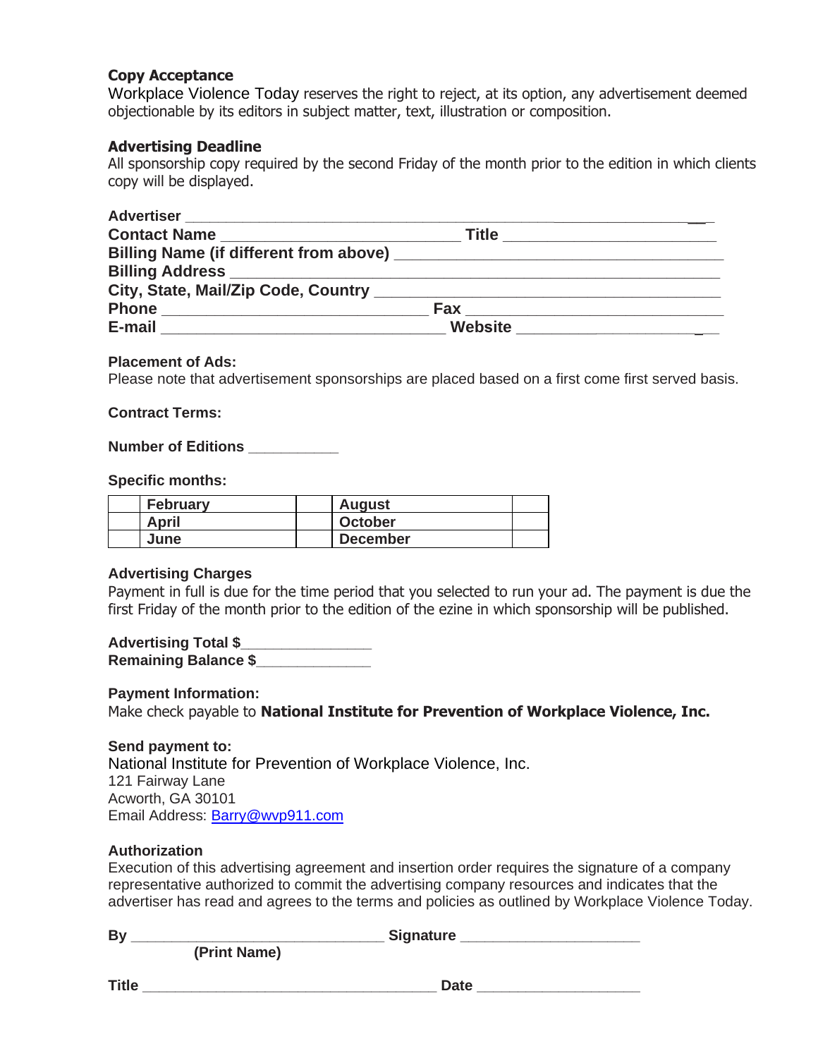**Copy Acceptance**

Workplace Violence Today reserves the right to reject, at its option, any advertisement deemed objectionable by its editors in subject matter, text, illustration or composition.

**Advertising Deadline**

All sponsorship copy required by the second Friday of the month prior to the edition in which clients copy will be displayed.

**Advertiser** ________________________________________________

**Contact Name** ___________________________ **Title** ________________________

**Billing Name (if different from above)** ______________________________________

**Billing Address** _____________________________________________________

**City, State, Mail/Zip Code, Country** _________________________________________

**Phone** _____________________________ **Fax** _____________________________

**E-mail** ________________________________ **Website** _________________________

**Placement of Ads:**

Please note that advertisement sponsorships are placed based on a first come first served basis.

**Contract Terms:**

**Number of Editions** ___________

**Specific months:**

| | | | | |
|---|---|---|---|---|
| | **February** | | **August** | |
| | **April** | | **October** | |
| | **June** | | **December** | |

**Advertising Charges**

Payment in full is due for the time period that you selected to run your ad. The payment is due the first Friday of the month prior to the edition of the ezine in which sponsorship will be published.

**Advertising Total $**_______________

**Remaining Balance $**_____________

**Payment Information:**

Make check payable to **National Institute for Prevention of Workplace Violence, Inc.**

**Send payment to:**

National Institute for Prevention of Workplace Violence, Inc.
121 Fairway Lane
Acworth, GA 30101
Email Address: Barry@wvp911.com

**Authorization**

Execution of this advertising agreement and insertion order requires the signature of a company representative authorized to commit the advertising company resources and indicates that the advertiser has read and agrees to the terms and policies as outlined by Workplace Violence Today.

**By** ______________________________ **Signature** _____________________

**(Print Name)**

**Title** ___________________________________ **Date** ___________________